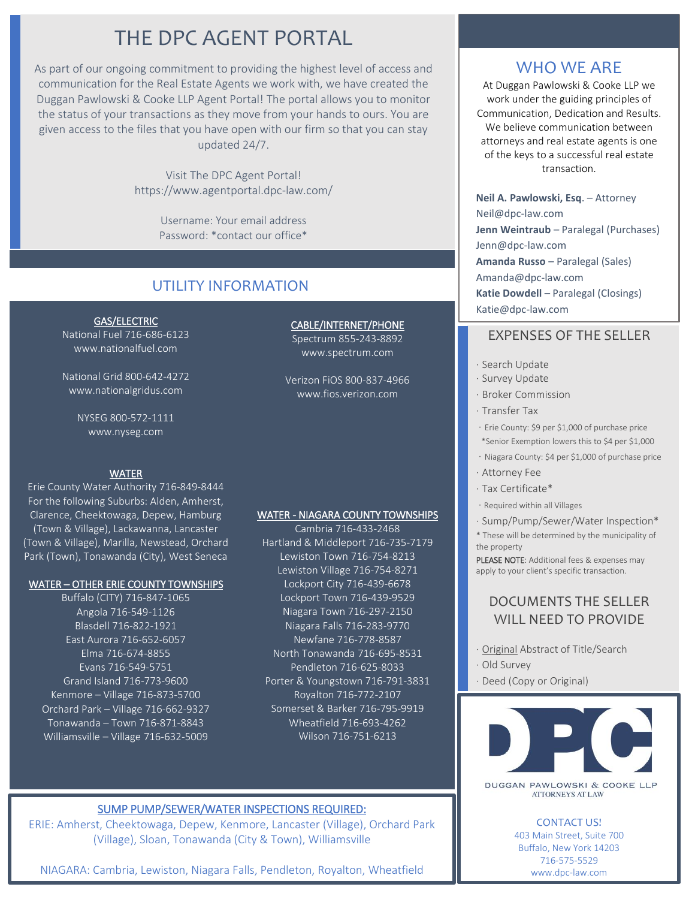# THE DPC AGENT PORTAL

As part of our ongoing commitment to providing the highest level of access and communication for the Real Estate Agents we work with, we have created the Duggan Pawlowski & Cooke LLP Agent Portal! The portal allows you to monitor the status of your transactions as they move from your hands to ours. You are given access to the files that you have open with our firm so that you can stay updated 24/7.

Visit The DPC Agent Portal!
https://www.agentportal.dpc-law.com/

Username: Your email address
Password: *contact our office*

## UTILITY INFORMATION

**GAS/ELECTRIC**

National Fuel 716-686-6123
www.nationalfuel.com

National Grid 800-642-4272
www.nationalgridus.com

NYSEG 800-572-1111
www.nyseg.com

**CABLE/INTERNET/PHONE**

Spectrum 855-243-8892
www.spectrum.com

Verizon FiOS 800-837-4966
www.fios.verizon.com

**WATER**

Erie County Water Authority 716-849-8444
For the following Suburbs: Alden, Amherst, Clarence, Cheektowaga, Depew, Hamburg (Town & Village), Lackawanna, Lancaster (Town & Village), Marilla, Newstead, Orchard Park (Town), Tonawanda (City), West Seneca

**WATER – OTHER ERIE COUNTY TOWNSHIPS**

Buffalo (CITY) 716-847-1065
Angola 716-549-1126
Blasdell 716-822-1921
East Aurora 716-652-6057
Elma 716-674-8855
Evans 716-549-5751
Grand Island 716-773-9600
Kenmore – Village 716-873-5700
Orchard Park – Village 716-662-9327
Tonawanda – Town 716-871-8843
Williamsville – Village 716-632-5009

**WATER - NIAGARA COUNTY TOWNSHIPS**

Cambria 716-433-2468
Hartland & Middleport 716-735-7179
Lewiston Town 716-754-8213
Lewiston Village 716-754-8271
Lockport City 716-439-6678
Lockport Town 716-439-9529
Niagara Town 716-297-2150
Niagara Falls 716-283-9770
Newfane 716-778-8587
North Tonawanda 716-695-8531
Pendleton 716-625-8033
Porter & Youngstown 716-791-3831
Royalton 716-772-2107
Somerset & Barker 716-795-9919
Wheatfield 716-693-4262
Wilson 716-751-6213

**SUMP PUMP/SEWER/WATER INSPECTIONS REQUIRED:**

ERIE: Amherst, Cheektowaga, Depew, Kenmore, Lancaster (Village), Orchard Park (Village), Sloan, Tonawanda (City & Town), Williamsville

NIAGARA: Cambria, Lewiston, Niagara Falls, Pendleton, Royalton, Wheatfield

## WHO WE ARE

At Duggan Pawlowski & Cooke LLP we work under the guiding principles of Communication, Dedication and Results. We believe communication between attorneys and real estate agents is one of the keys to a successful real estate transaction.

**Neil A. Pawlowski, Esq**. – Attorney
Neil@dpc-law.com
**Jenn Weintraub** – Paralegal (Purchases)
Jenn@dpc-law.com
**Amanda Russo** – Paralegal (Sales)
Amanda@dpc-law.com
**Katie Dowdell** – Paralegal (Closings)
Katie@dpc-law.com

## EXPENSES OF THE SELLER

- Search Update
- Survey Update
- Broker Commission
- Transfer Tax
  - Erie County: $9 per $1,000 of purchase price
    *Senior Exemption lowers this to $4 per $1,000
  - Niagara County: $4 per $1,000 of purchase price
- Attorney Fee
- Tax Certificate*
  - Required within all Villages
- Sump/Pump/Sewer/Water Inspection*

\* These will be determined by the municipality of the property

PLEASE NOTE: Additional fees & expenses may apply to your client's specific transaction.

## DOCUMENTS THE SELLER WILL NEED TO PROVIDE

- Original Abstract of Title/Search
- Old Survey
- Deed (Copy or Original)

DPC
DUGGAN PAWLOWSKI & COOKE LLP
ATTORNEYS AT LAW

CONTACT US!
403 Main Street, Suite 700
Buffalo, New York 14203
716-575-5529
www.dpc-law.com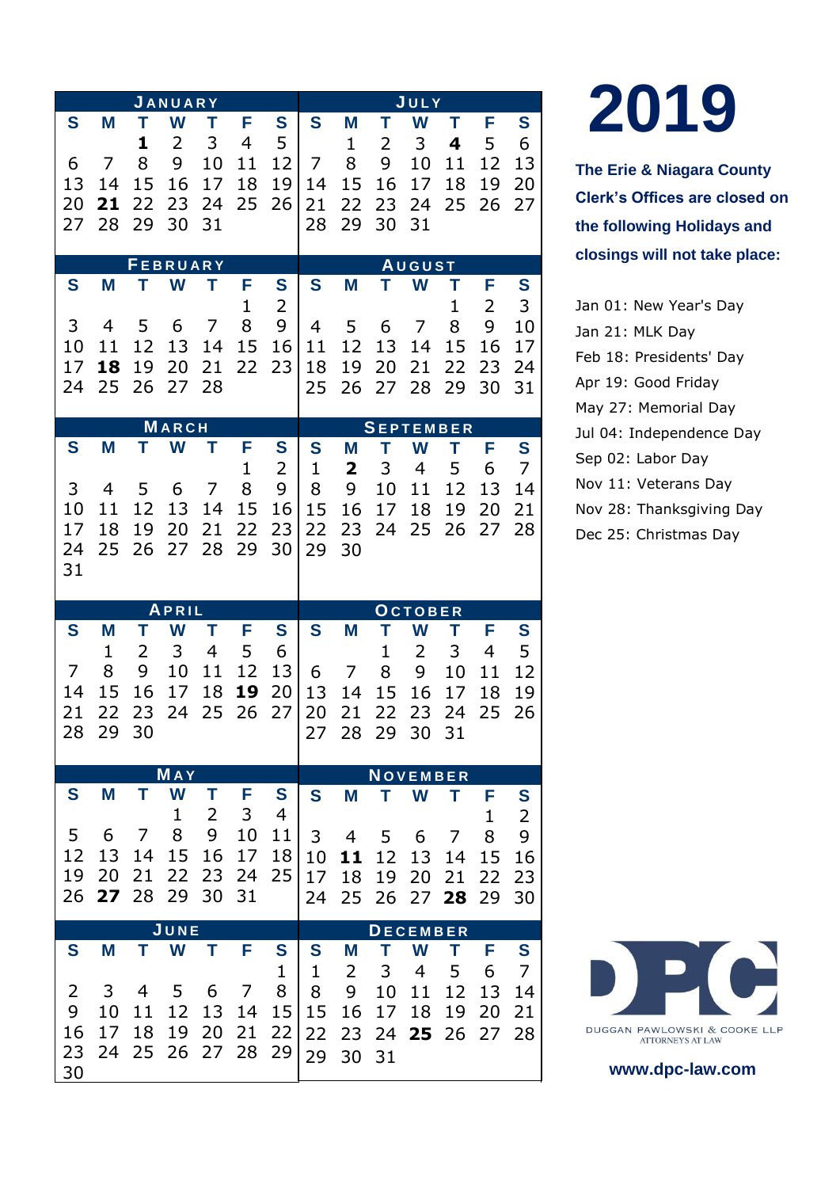# 2019

**The Erie & Niagara County Clerk's Offices are closed on the following Holidays and closings will not take place:**

Jan 01: New Year's Day
Jan 21: MLK Day
Feb 18: Presidents' Day
Apr 19: Good Friday
May 27: Memorial Day
Jul 04: Independence Day
Sep 02: Labor Day
Nov 11: Veterans Day
Nov 28: Thanksgiving Day
Dec 25: Christmas Day

## January

| S | M | T | W | T | F | S |
|---|---|---|---|---|---|---|
| | | **1** | 2 | 3 | 4 | 5 |
| 6 | 7 | 8 | 9 | 10 | 11 | 12 |
| 13 | 14 | 15 | 16 | 17 | 18 | 19 |
| 20 | **21** | 22 | 23 | 24 | 25 | 26 |
| 27 | 28 | 29 | 30 | 31 | | |

## February

| S | M | T | W | T | F | S |
|---|---|---|---|---|---|---|
| | | | | | 1 | 2 |
| 3 | 4 | 5 | 6 | 7 | 8 | 9 |
| 10 | 11 | 12 | 13 | 14 | 15 | 16 |
| 17 | **18** | 19 | 20 | 21 | 22 | 23 |
| 24 | 25 | 26 | 27 | 28 | | |

## March

| S | M | T | W | T | F | S |
|---|---|---|---|---|---|---|
| | | | | | 1 | 2 |
| 3 | 4 | 5 | 6 | 7 | 8 | 9 |
| 10 | 11 | 12 | 13 | 14 | 15 | 16 |
| 17 | 18 | 19 | 20 | 21 | 22 | 23 |
| 24 | 25 | 26 | 27 | 28 | 29 | 30 |
| 31 | | | | | | |

## April

| S | M | T | W | T | F | S |
|---|---|---|---|---|---|---|
| | 1 | 2 | 3 | 4 | 5 | 6 |
| 7 | 8 | 9 | 10 | 11 | 12 | 13 |
| 14 | 15 | 16 | 17 | 18 | **19** | 20 |
| 21 | 22 | 23 | 24 | 25 | 26 | 27 |
| 28 | 29 | 30 | | | | |

## May

| S | M | T | W | T | F | S |
|---|---|---|---|---|---|---|
| | | | 1 | 2 | 3 | 4 |
| 5 | 6 | 7 | 8 | 9 | 10 | 11 |
| 12 | 13 | 14 | 15 | 16 | 17 | 18 |
| 19 | 20 | 21 | 22 | 23 | 24 | 25 |
| 26 | **27** | 28 | 29 | 30 | 31 | |

## June

| S | M | T | W | T | F | S |
|---|---|---|---|---|---|---|
| | | | | | | 1 |
| 2 | 3 | 4 | 5 | 6 | 7 | 8 |
| 9 | 10 | 11 | 12 | 13 | 14 | 15 |
| 16 | 17 | 18 | 19 | 20 | 21 | 22 |
| 23 | 24 | 25 | 26 | 27 | 28 | 29 |
| 30 | | | | | | |

## July

| S | M | T | W | T | F | S |
|---|---|---|---|---|---|---|
| | 1 | 2 | 3 | **4** | 5 | 6 |
| 7 | 8 | 9 | 10 | 11 | 12 | 13 |
| 14 | 15 | 16 | 17 | 18 | 19 | 20 |
| 21 | 22 | 23 | 24 | 25 | 26 | 27 |
| 28 | 29 | 30 | 31 | | | |

## August

| S | M | T | W | T | F | S |
|---|---|---|---|---|---|---|
| | | | | 1 | 2 | 3 |
| 4 | 5 | 6 | 7 | 8 | 9 | 10 |
| 11 | 12 | 13 | 14 | 15 | 16 | 17 |
| 18 | 19 | 20 | 21 | 22 | 23 | 24 |
| 25 | 26 | 27 | 28 | 29 | 30 | 31 |

## September

| S | M | T | W | T | F | S |
|---|---|---|---|---|---|---|
| 1 | **2** | 3 | 4 | 5 | 6 | 7 |
| 8 | 9 | 10 | 11 | 12 | 13 | 14 |
| 15 | 16 | 17 | 18 | 19 | 20 | 21 |
| 22 | 23 | 24 | 25 | 26 | 27 | 28 |
| 29 | 30 | | | | | |

## October

| S | M | T | W | T | F | S |
|---|---|---|---|---|---|---|
| | | 1 | 2 | 3 | 4 | 5 |
| 6 | 7 | 8 | 9 | 10 | 11 | 12 |
| 13 | 14 | 15 | 16 | 17 | 18 | 19 |
| 20 | 21 | 22 | 23 | 24 | 25 | 26 |
| 27 | 28 | 29 | 30 | 31 | | |

## November

| S | M | T | W | T | F | S |
|---|---|---|---|---|---|---|
| | | | | | 1 | 2 |
| 3 | 4 | 5 | 6 | 7 | 8 | 9 |
| 10 | **11** | 12 | 13 | 14 | 15 | 16 |
| 17 | 18 | 19 | 20 | 21 | 22 | 23 |
| 24 | 25 | 26 | 27 | **28** | 29 | 30 |

## December

| S | M | T | W | T | F | S |
|---|---|---|---|---|---|---|
| 1 | 2 | 3 | 4 | 5 | 6 | 7 |
| 8 | 9 | 10 | 11 | 12 | 13 | 14 |
| 15 | 16 | 17 | 18 | 19 | 20 | 21 |
| 22 | 23 | 24 | **25** | 26 | 27 | 28 |
| 29 | 30 | 31 | | | | |

DPC
DUGGAN PAWLOWSKI & COOKE LLP
ATTORNEYS AT LAW

www.dpc-law.com